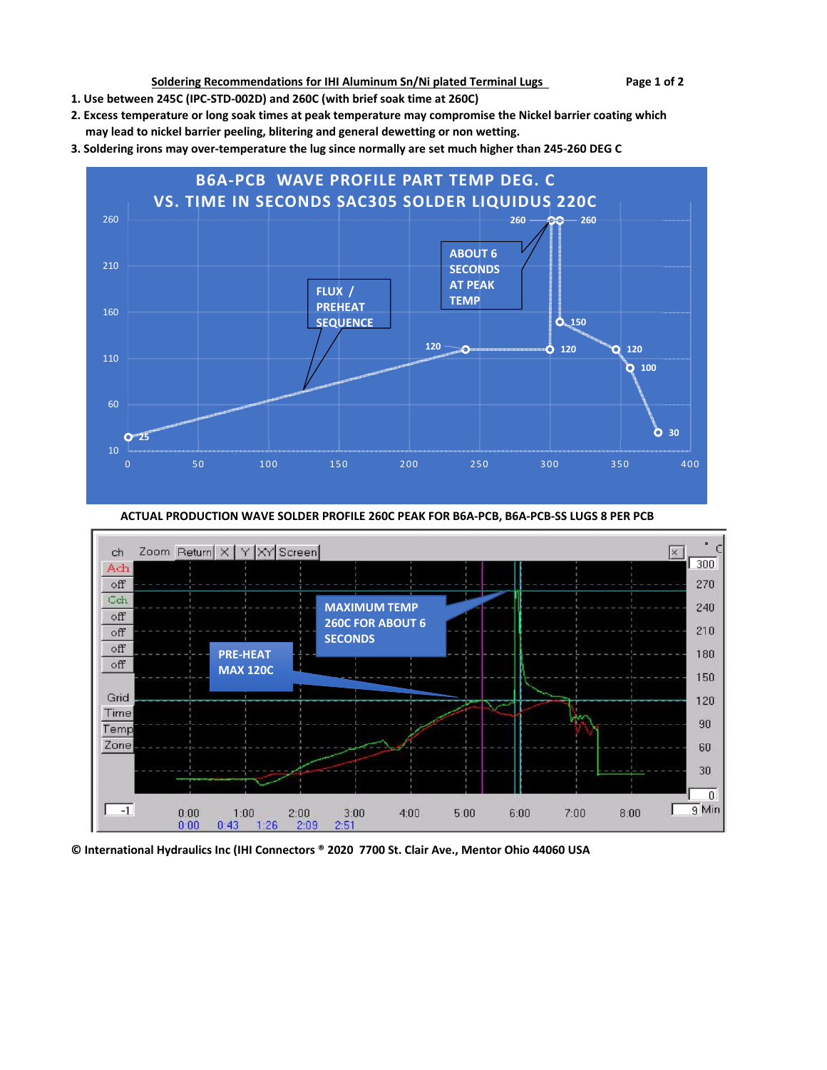Soldering Recommendations for IHI Aluminum Sn/Ni plated Terminal Lugs

1. Use between 245C (IPC-STD-002D) and 260C (with brief soak time at 260C)
2. Excess temperature or long soak times at peak temperature may compromise the Nickel barrier coating which may lead to nickel barrier peeling, blitering and general dewetting or non wetting.
3. Soldering irons may over-temperature the lug since normally are set much higher than 245-260 DEG C

**B6A-PCB WAVE PROFILE PART TEMP DEG. C VS. TIME IN SECONDS SAC305 SOLDER LIQUIDUS 220C**

**ACTUAL PRODUCTION WAVE SOLDER PROFILE 260C PEAK FOR B6A-PCB, B6A-PCB-SS LUGS 8 PER PCB**

© International Hydraulics Inc (IHI Connectors ® 2020 7700 St. Clair Ave., Mentor Ohio 44060 USA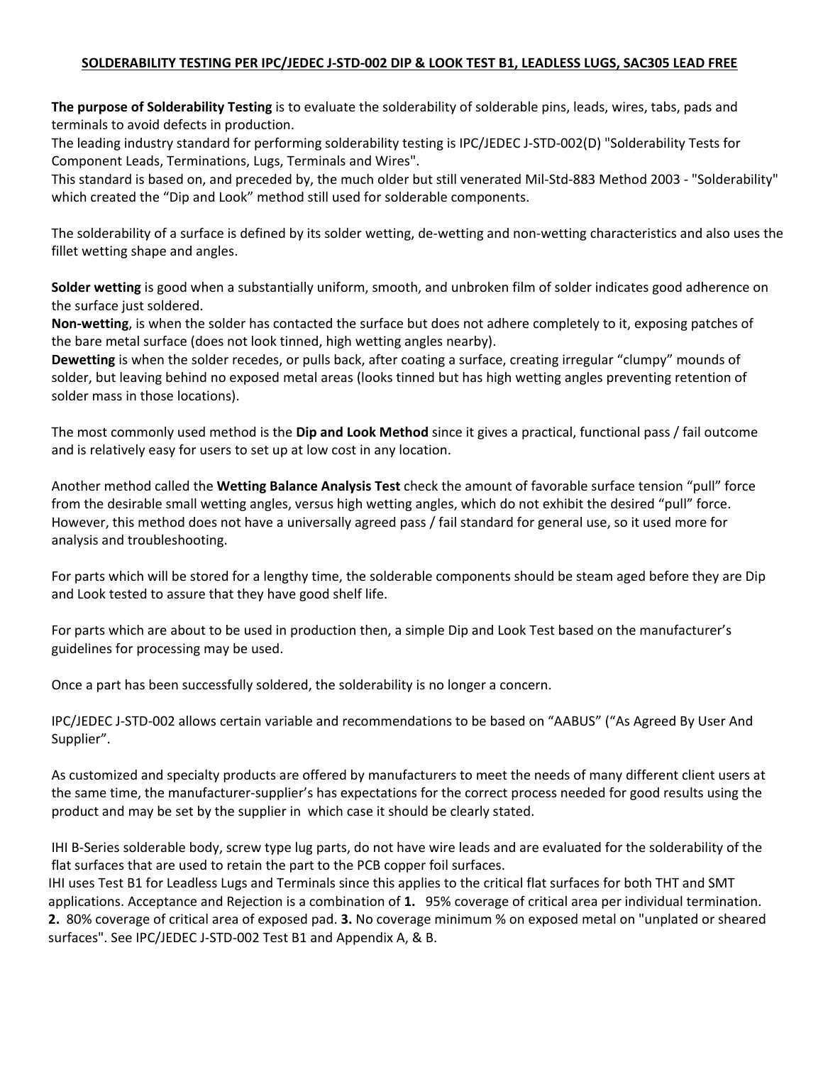**SOLDERABILITY TESTING PER IPC/JEDEC J-STD-002 DIP & LOOK TEST B1, LEADLESS LUGS, SAC305 LEAD FREE**

**The purpose of Solderability Testing** is to evaluate the solderability of solderable pins, leads, wires, tabs, pads and terminals to avoid defects in production.
The leading industry standard for performing solderability testing is IPC/JEDEC J-STD-002(D) "Solderability Tests for Component Leads, Terminations, Lugs, Terminals and Wires".
This standard is based on, and preceded by, the much older but still venerated Mil-Std-883 Method 2003 - "Solderability" which created the "Dip and Look" method still used for solderable components.

The solderability of a surface is defined by its solder wetting, de-wetting and non-wetting characteristics and also uses the fillet wetting shape and angles.

**Solder wetting** is good when a substantially uniform, smooth, and unbroken film of solder indicates good adherence on the surface just soldered.
**Non-wetting**, is when the solder has contacted the surface but does not adhere completely to it, exposing patches of the bare metal surface (does not look tinned, high wetting angles nearby).
**Dewetting** is when the solder recedes, or pulls back, after coating a surface, creating irregular "clumpy" mounds of solder, but leaving behind no exposed metal areas (looks tinned but has high wetting angles preventing retention of solder mass in those locations).

The most commonly used method is the **Dip and Look Method** since it gives a practical, functional pass / fail outcome and is relatively easy for users to set up at low cost in any location.

Another method called the **Wetting Balance Analysis Test** check the amount of favorable surface tension "pull" force from the desirable small wetting angles, versus high wetting angles, which do not exhibit the desired "pull" force. However, this method does not have a universally agreed pass / fail standard for general use, so it used more for analysis and troubleshooting.

For parts which will be stored for a lengthy time, the solderable components should be steam aged before they are Dip and Look tested to assure that they have good shelf life.

For parts which are about to be used in production then, a simple Dip and Look Test based on the manufacturer's guidelines for processing may be used.

Once a part has been successfully soldered, the solderability is no longer a concern.

IPC/JEDEC J-STD-002 allows certain variable and recommendations to be based on "AABUS" ("As Agreed By User And Supplier".

As customized and specialty products are offered by manufacturers to meet the needs of many different client users at the same time, the manufacturer-supplier's has expectations for the correct process needed for good results using the product and may be set by the supplier in which case it should be clearly stated.

IHI B-Series solderable body, screw type lug parts, do not have wire leads and are evaluated for the solderability of the flat surfaces that are used to retain the part to the PCB copper foil surfaces.
IHI uses Test B1 for Leadless Lugs and Terminals since this applies to the critical flat surfaces for both THT and SMT applications. Acceptance and Rejection is a combination of **1.** 95% coverage of critical area per individual termination. **2.** 80% coverage of critical area of exposed pad. **3.** No coverage minimum % on exposed metal on "unplated or sheared surfaces". See IPC/JEDEC J-STD-002 Test B1 and Appendix A, & B.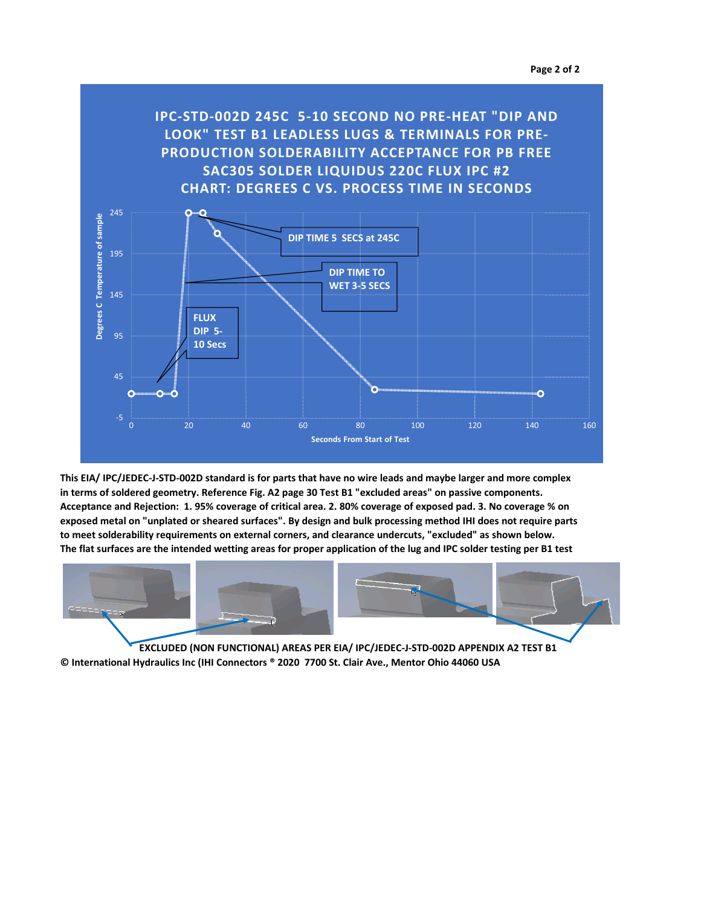IPC-STD-002D 245C 5-10 SECOND NO PRE-HEAT "DIP AND LOOK" TEST B1 LEADLESS LUGS & TERMINALS FOR PRE-PRODUCTION SOLDERABILITY ACCEPTANCE FOR PB FREE SAC305 SOLDER LIQUIDUS 220C FLUX IPC #2
CHART: DEGREES C VS. PROCESS TIME IN SECONDS

DIP TIME 5 SECS at 245C

DIP TIME TO WET 3-5 SECS

FLUX DIP 5-10 Secs

Degrees C Temperature of sample

245
195
145
95
45
-5

0
20
40
60
80
100
120
140
160

Seconds From Start of Test

**This EIA/ IPC/JEDEC-J-STD-002D standard is for parts that have no wire leads and maybe larger and more complex in terms of soldered geometry. Reference Fig. A2 page 30 Test B1 "excluded areas" on passive components. Acceptance and Rejection: 1. 95% coverage of critical area. 2. 80% coverage of exposed pad. 3. No coverage % on exposed metal on "unplated or sheared surfaces". By design and bulk processing method IHI does not require parts to meet solderability requirements on external corners, and clearance undercuts, "excluded" as shown below. The flat surfaces are the intended wetting areas for proper application of the lug and IPC solder testing per B1 test**

**EXCLUDED (NON FUNCTIONAL) AREAS PER EIA/ IPC/JEDEC-J-STD-002D APPENDIX A2 TEST B1**

**© International Hydraulics Inc (IHI Connectors ® 2020 7700 St. Clair Ave., Mentor Ohio 44060 USA**